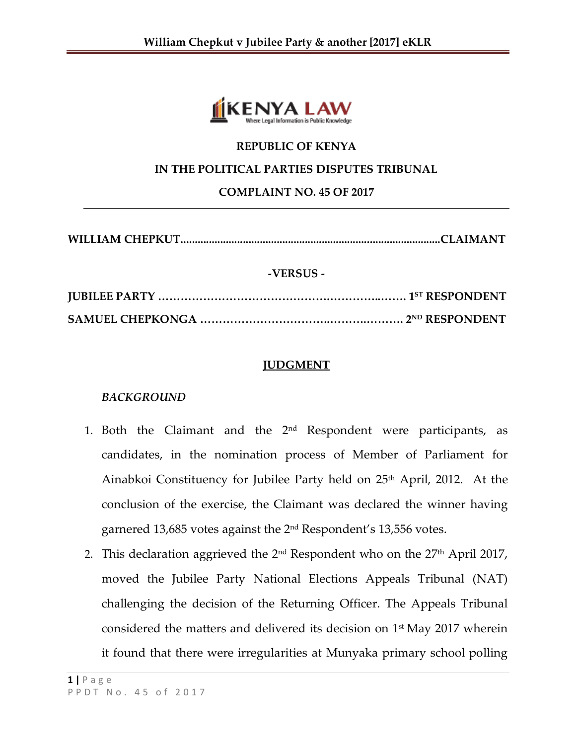**REPUBLIC OF KENYA**

**IN THE POLITICAL PARTIES DISPUTES TRIBUNAL**

**COMPLAINT NO. 45 OF 2017**

---

**WILLIAM CHEPKUT...........................................................................................CLAIMANT**

**-VERSUS -**

**JUBILEE PARTY ……………………………………………………..……. 1ST RESPONDENT**

**SAMUEL CHEPKONGA …………………………….…………..……… 2ND RESPONDENT**

## JUDGMENT

*BACKGROUND*

1. Both the Claimant and the 2nd Respondent were participants, as candidates, in the nomination process of Member of Parliament for Ainabkoi Constituency for Jubilee Party held on 25th April, 2012. At the conclusion of the exercise, the Claimant was declared the winner having garnered 13,685 votes against the 2nd Respondent's 13,556 votes.
2. This declaration aggrieved the 2nd Respondent who on the 27th April 2017, moved the Jubilee Party National Elections Appeals Tribunal (NAT) challenging the decision of the Returning Officer. The Appeals Tribunal considered the matters and delivered its decision on 1st May 2017 wherein it found that there were irregularities at Munyaka primary school polling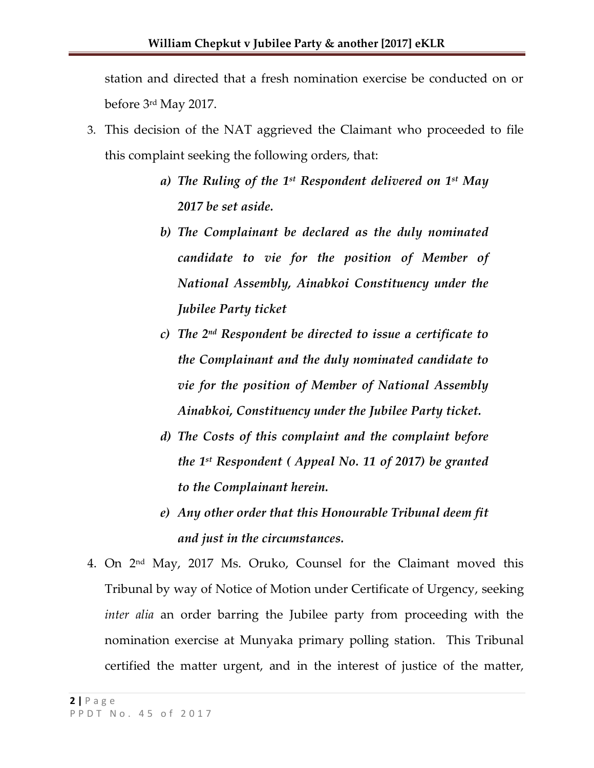station and directed that a fresh nomination exercise be conducted on or before 3rd May 2017.

3. This decision of the NAT aggrieved the Claimant who proceeded to file this complaint seeking the following orders, that:

   *a) The Ruling of the 1st Respondent delivered on 1st May 2017 be set aside.*

   *b) The Complainant be declared as the duly nominated candidate to vie for the position of Member of National Assembly, Ainabkoi Constituency under the Jubilee Party ticket*

   *c) The 2nd Respondent be directed to issue a certificate to the Complainant and the duly nominated candidate to vie for the position of Member of National Assembly Ainabkoi, Constituency under the Jubilee Party ticket.*

   *d) The Costs of this complaint and the complaint before the 1st Respondent ( Appeal No. 11 of 2017) be granted to the Complainant herein.*

   *e) Any other order that this Honourable Tribunal deem fit and just in the circumstances.*

4. On 2nd May, 2017 Ms. Oruko, Counsel for the Claimant moved this Tribunal by way of Notice of Motion under Certificate of Urgency, seeking *inter alia* an order barring the Jubilee party from proceeding with the nomination exercise at Munyaka primary polling station. This Tribunal certified the matter urgent, and in the interest of justice of the matter,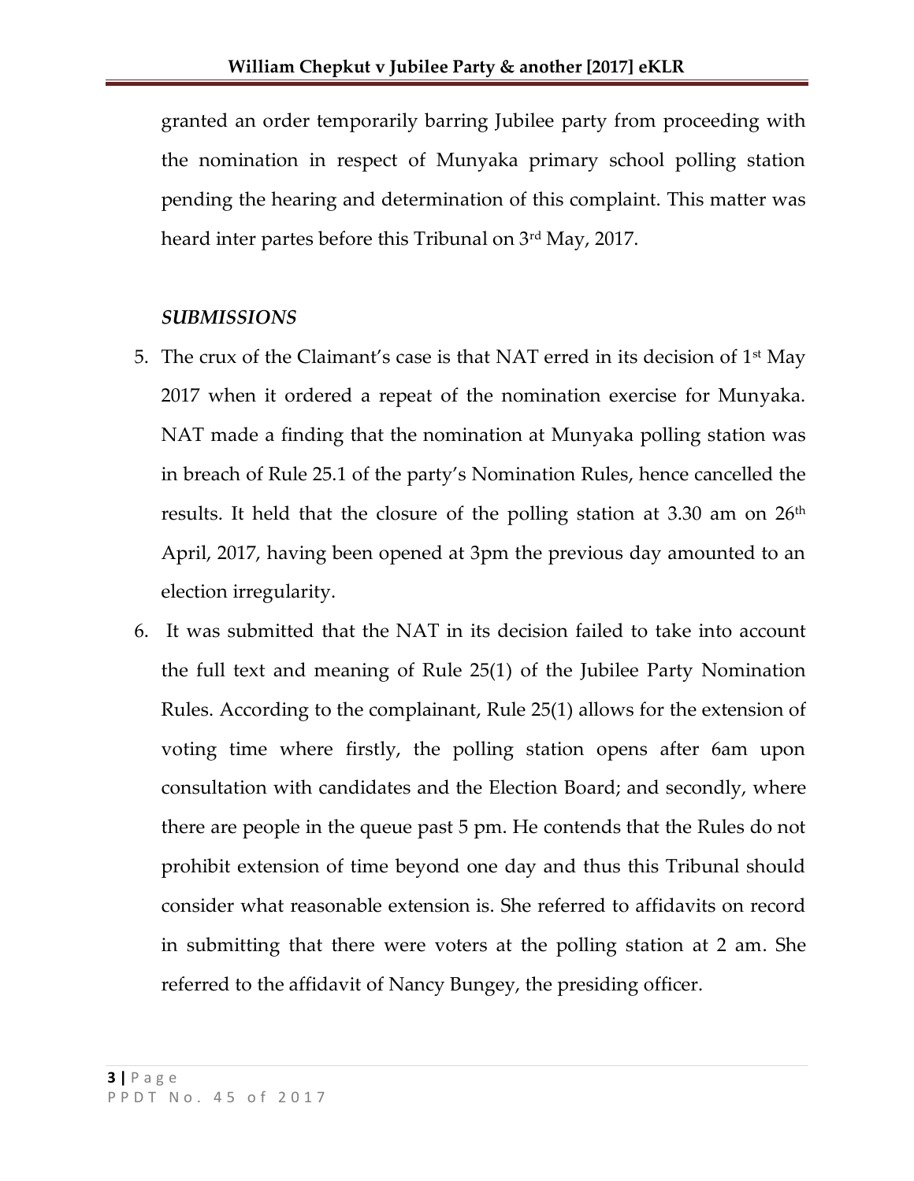granted an order temporarily barring Jubilee party from proceeding with the nomination in respect of Munyaka primary school polling station pending the hearing and determination of this complaint. This matter was heard inter partes before this Tribunal on 3rd May, 2017.

***SUBMISSIONS***

5. The crux of the Claimant's case is that NAT erred in its decision of 1st May 2017 when it ordered a repeat of the nomination exercise for Munyaka. NAT made a finding that the nomination at Munyaka polling station was in breach of Rule 25.1 of the party's Nomination Rules, hence cancelled the results. It held that the closure of the polling station at 3.30 am on 26th April, 2017, having been opened at 3pm the previous day amounted to an election irregularity.
6. It was submitted that the NAT in its decision failed to take into account the full text and meaning of Rule 25(1) of the Jubilee Party Nomination Rules. According to the complainant, Rule 25(1) allows for the extension of voting time where firstly, the polling station opens after 6am upon consultation with candidates and the Election Board; and secondly, where there are people in the queue past 5 pm. He contends that the Rules do not prohibit extension of time beyond one day and thus this Tribunal should consider what reasonable extension is. She referred to affidavits on record in submitting that there were voters at the polling station at 2 am. She referred to the affidavit of Nancy Bungey, the presiding officer.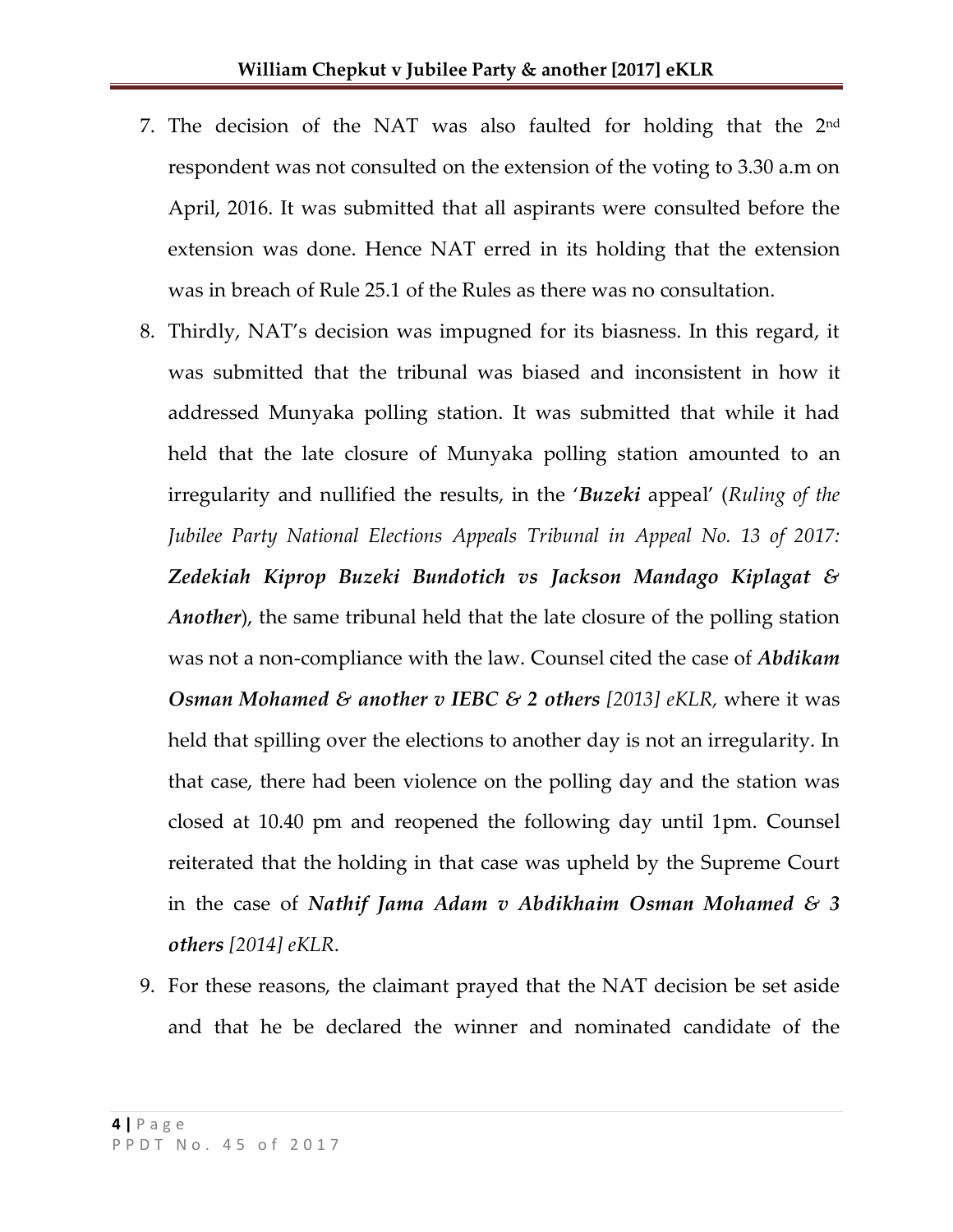7. The decision of the NAT was also faulted for holding that the 2nd respondent was not consulted on the extension of the voting to 3.30 a.m on April, 2016. It was submitted that all aspirants were consulted before the extension was done. Hence NAT erred in its holding that the extension was in breach of Rule 25.1 of the Rules as there was no consultation.
8. Thirdly, NAT's decision was impugned for its biasness. In this regard, it was submitted that the tribunal was biased and inconsistent in how it addressed Munyaka polling station. It was submitted that while it had held that the late closure of Munyaka polling station amounted to an irregularity and nullified the results, in the '***Buzeki*** appeal' (*Ruling of the Jubilee Party National Elections Appeals Tribunal in Appeal No. 13 of 2017:* ***Zedekiah Kiprop Buzeki Bundotich vs Jackson Mandago Kiplagat & Another***), the same tribunal held that the late closure of the polling station was not a non-compliance with the law. Counsel cited the case of ***Abdikam Osman Mohamed & another v IEBC & 2 others*** *[2013] eKLR,* where it was held that spilling over the elections to another day is not an irregularity. In that case, there had been violence on the polling day and the station was closed at 10.40 pm and reopened the following day until 1pm. Counsel reiterated that the holding in that case was upheld by the Supreme Court in the case of ***Nathif Jama Adam v Abdikhaim Osman Mohamed & 3 others*** *[2014] eKLR*.
9. For these reasons, the claimant prayed that the NAT decision be set aside and that he be declared the winner and nominated candidate of the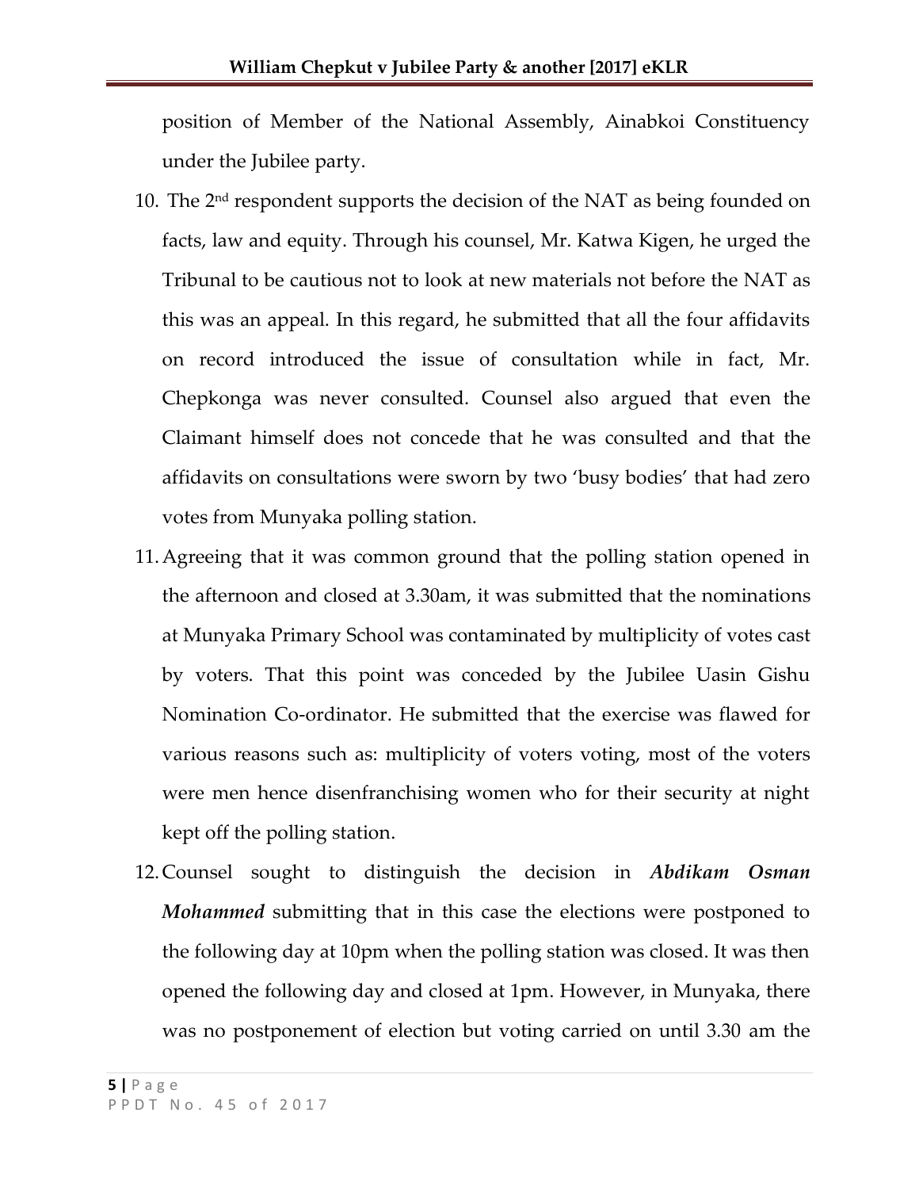position of Member of the National Assembly, Ainabkoi Constituency under the Jubilee party.

10. The 2nd respondent supports the decision of the NAT as being founded on facts, law and equity. Through his counsel, Mr. Katwa Kigen, he urged the Tribunal to be cautious not to look at new materials not before the NAT as this was an appeal. In this regard, he submitted that all the four affidavits on record introduced the issue of consultation while in fact, Mr. Chepkonga was never consulted. Counsel also argued that even the Claimant himself does not concede that he was consulted and that the affidavits on consultations were sworn by two 'busy bodies' that had zero votes from Munyaka polling station.

11. Agreeing that it was common ground that the polling station opened in the afternoon and closed at 3.30am, it was submitted that the nominations at Munyaka Primary School was contaminated by multiplicity of votes cast by voters. That this point was conceded by the Jubilee Uasin Gishu Nomination Co-ordinator. He submitted that the exercise was flawed for various reasons such as: multiplicity of voters voting, most of the voters were men hence disenfranchising women who for their security at night kept off the polling station.

12. Counsel sought to distinguish the decision in ***Abdikam Osman Mohammed*** submitting that in this case the elections were postponed to the following day at 10pm when the polling station was closed. It was then opened the following day and closed at 1pm. However, in Munyaka, there was no postponement of election but voting carried on until 3.30 am the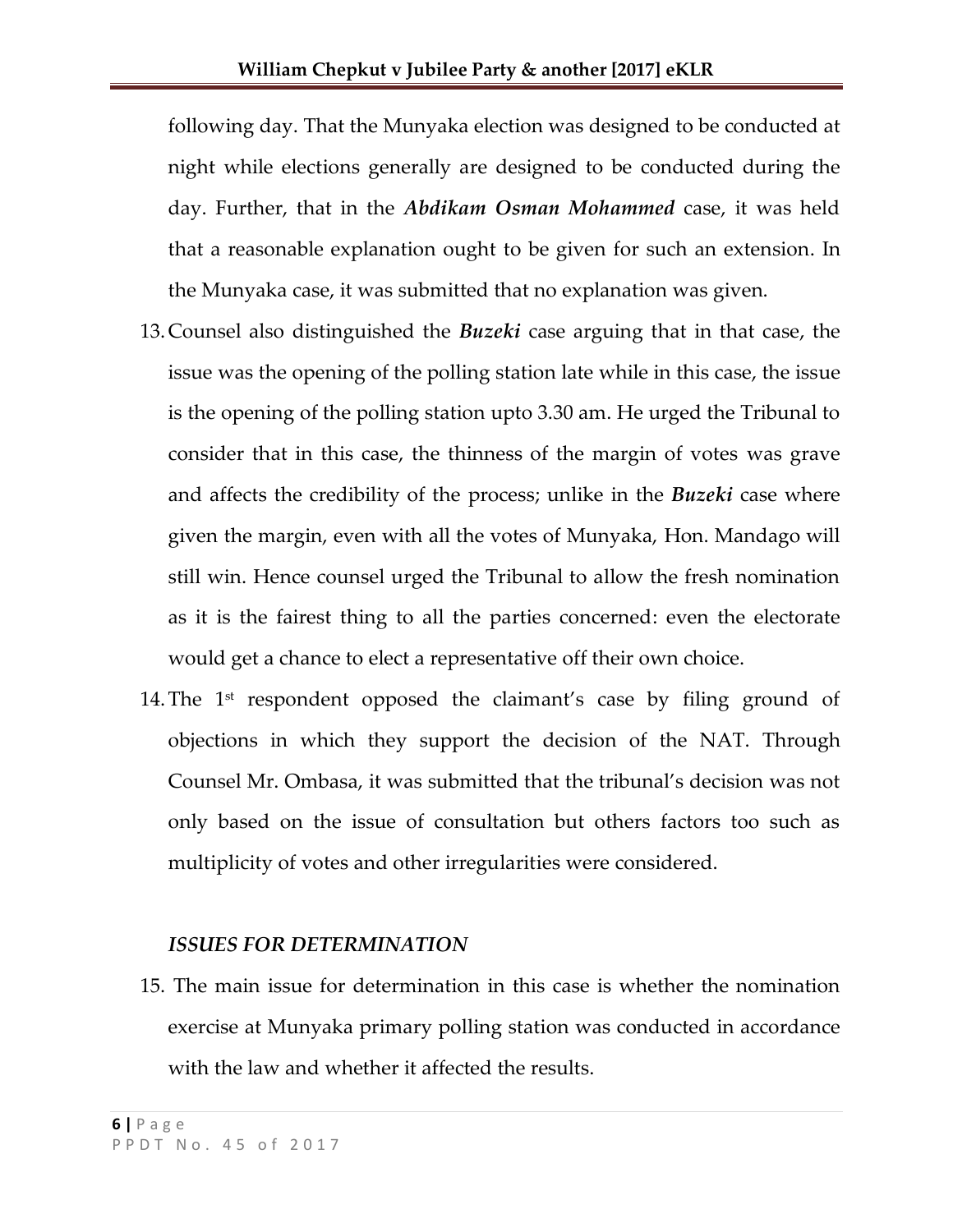following day. That the Munyaka election was designed to be conducted at night while elections generally are designed to be conducted during the day. Further, that in the ***Abdikam Osman Mohammed*** case, it was held that a reasonable explanation ought to be given for such an extension. In the Munyaka case, it was submitted that no explanation was given.

13. Counsel also distinguished the ***Buzeki*** case arguing that in that case, the issue was the opening of the polling station late while in this case, the issue is the opening of the polling station upto 3.30 am. He urged the Tribunal to consider that in this case, the thinness of the margin of votes was grave and affects the credibility of the process; unlike in the ***Buzeki*** case where given the margin, even with all the votes of Munyaka, Hon. Mandago will still win. Hence counsel urged the Tribunal to allow the fresh nomination as it is the fairest thing to all the parties concerned: even the electorate would get a chance to elect a representative off their own choice.

14. The 1st respondent opposed the claimant's case by filing ground of objections in which they support the decision of the NAT. Through Counsel Mr. Ombasa, it was submitted that the tribunal's decision was not only based on the issue of consultation but others factors too such as multiplicity of votes and other irregularities were considered.

***ISSUES FOR DETERMINATION***

15. The main issue for determination in this case is whether the nomination exercise at Munyaka primary polling station was conducted in accordance with the law and whether it affected the results.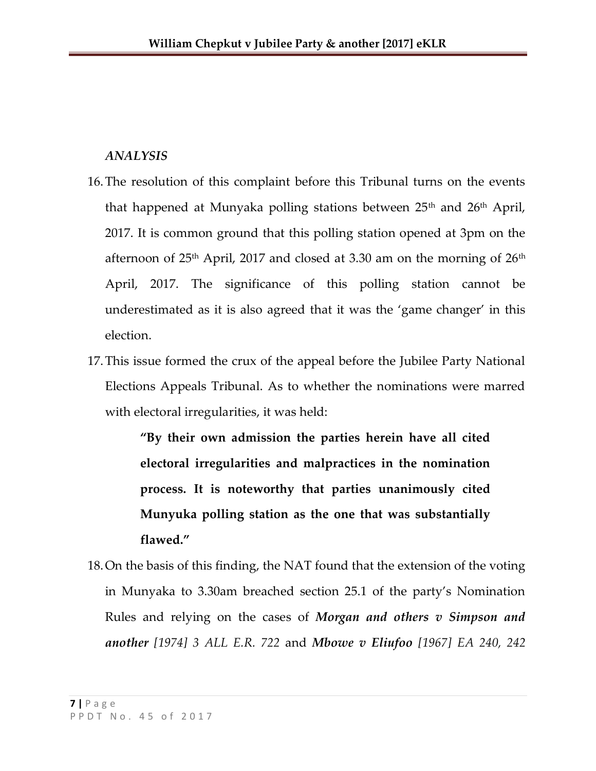*ANALYSIS*

16. The resolution of this complaint before this Tribunal turns on the events that happened at Munyaka polling stations between 25th and 26th April, 2017. It is common ground that this polling station opened at 3pm on the afternoon of 25th April, 2017 and closed at 3.30 am on the morning of 26th April, 2017. The significance of this polling station cannot be underestimated as it is also agreed that it was the 'game changer' in this election.

17. This issue formed the crux of the appeal before the Jubilee Party National Elections Appeals Tribunal. As to whether the nominations were marred with electoral irregularities, it was held:

    > **"By their own admission the parties herein have all cited electoral irregularities and malpractices in the nomination process. It is noteworthy that parties unanimously cited Munyuka polling station as the one that was substantially flawed."**

18. On the basis of this finding, the NAT found that the extension of the voting in Munyaka to 3.30am breached section 25.1 of the party's Nomination Rules and relying on the cases of ***Morgan and others v Simpson and another*** *[1974] 3 ALL E.R. 722* and ***Mbowe v Eliufoo*** *[1967] EA 240, 242*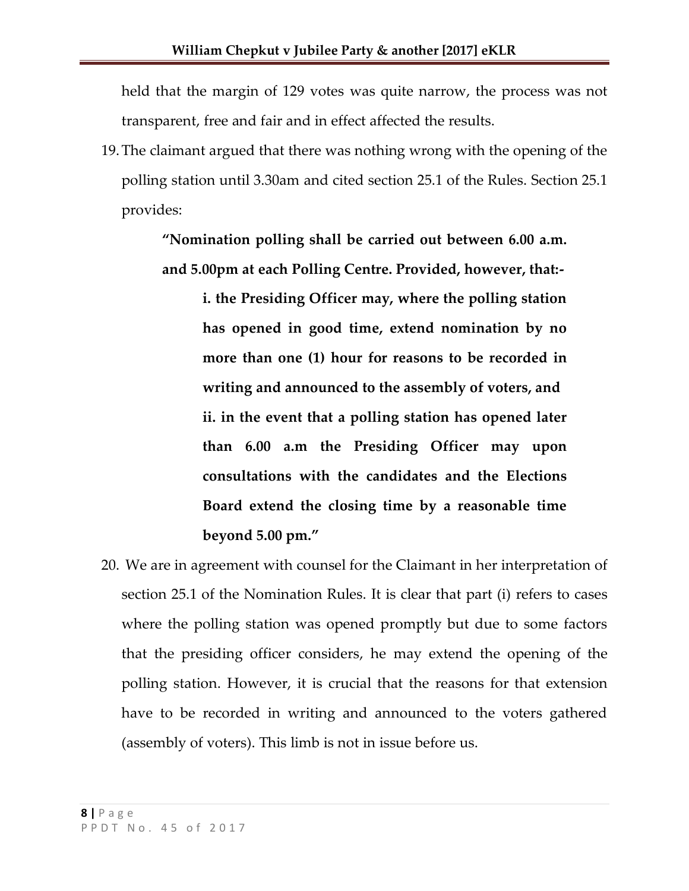held that the margin of 129 votes was quite narrow, the process was not transparent, free and fair and in effect affected the results.

19. The claimant argued that there was nothing wrong with the opening of the polling station until 3.30am and cited section 25.1 of the Rules. Section 25.1 provides:

> **"Nomination polling shall be carried out between 6.00 a.m. and 5.00pm at each Polling Centre. Provided, however, that:-**
>
> > **i. the Presiding Officer may, where the polling station has opened in good time, extend nomination by no more than one (1) hour for reasons to be recorded in writing and announced to the assembly of voters, and**
> >
> > **ii. in the event that a polling station has opened later than 6.00 a.m the Presiding Officer may upon consultations with the candidates and the Elections Board extend the closing time by a reasonable time beyond 5.00 pm."**

20. We are in agreement with counsel for the Claimant in her interpretation of section 25.1 of the Nomination Rules. It is clear that part (i) refers to cases where the polling station was opened promptly but due to some factors that the presiding officer considers, he may extend the opening of the polling station. However, it is crucial that the reasons for that extension have to be recorded in writing and announced to the voters gathered (assembly of voters). This limb is not in issue before us.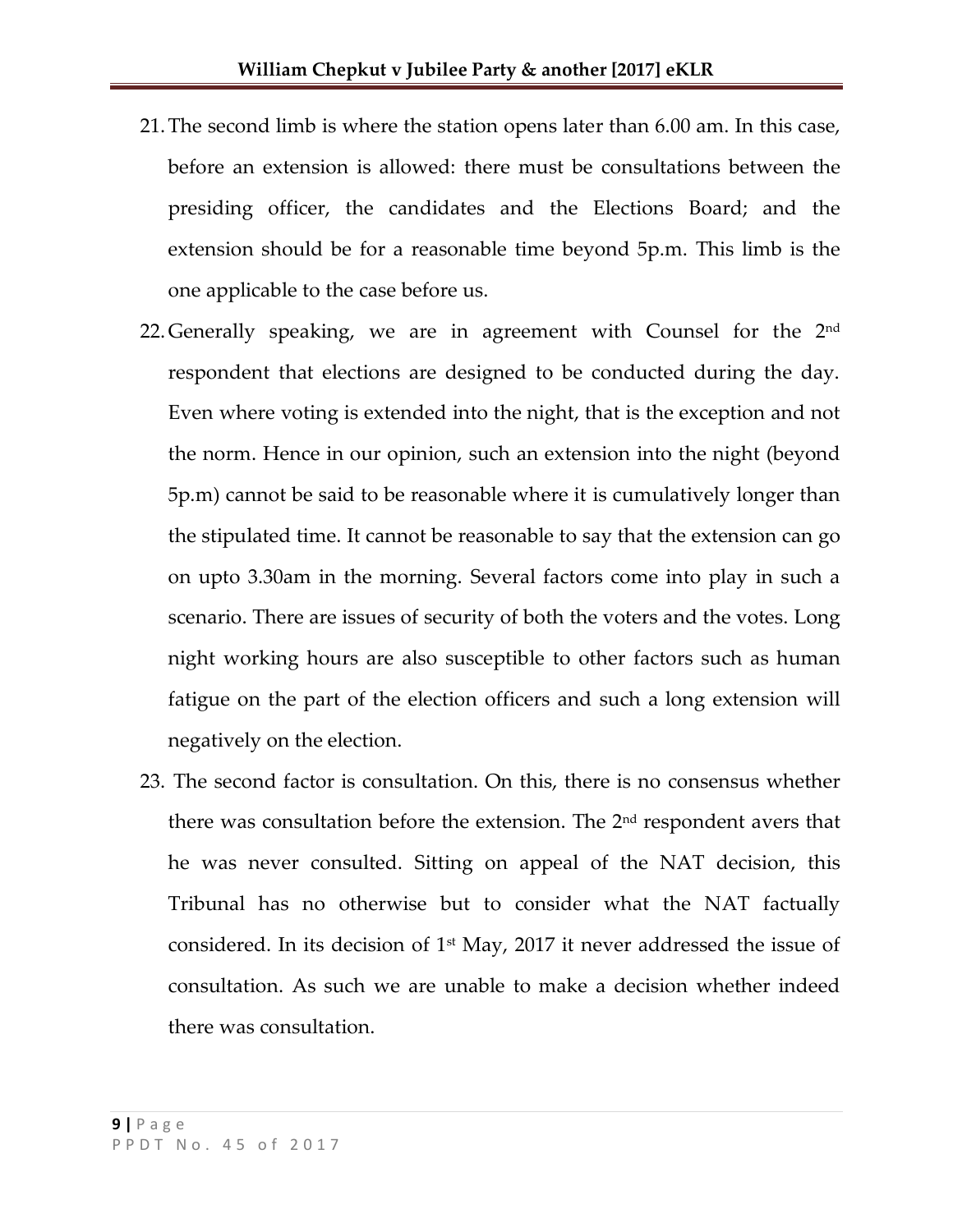21. The second limb is where the station opens later than 6.00 am. In this case, before an extension is allowed: there must be consultations between the presiding officer, the candidates and the Elections Board; and the extension should be for a reasonable time beyond 5p.m. This limb is the one applicable to the case before us.

22. Generally speaking, we are in agreement with Counsel for the 2nd respondent that elections are designed to be conducted during the day. Even where voting is extended into the night, that is the exception and not the norm. Hence in our opinion, such an extension into the night (beyond 5p.m) cannot be said to be reasonable where it is cumulatively longer than the stipulated time. It cannot be reasonable to say that the extension can go on upto 3.30am in the morning. Several factors come into play in such a scenario. There are issues of security of both the voters and the votes. Long night working hours are also susceptible to other factors such as human fatigue on the part of the election officers and such a long extension will negatively on the election.

23. The second factor is consultation. On this, there is no consensus whether there was consultation before the extension. The 2nd respondent avers that he was never consulted. Sitting on appeal of the NAT decision, this Tribunal has no otherwise but to consider what the NAT factually considered. In its decision of 1st May, 2017 it never addressed the issue of consultation. As such we are unable to make a decision whether indeed there was consultation.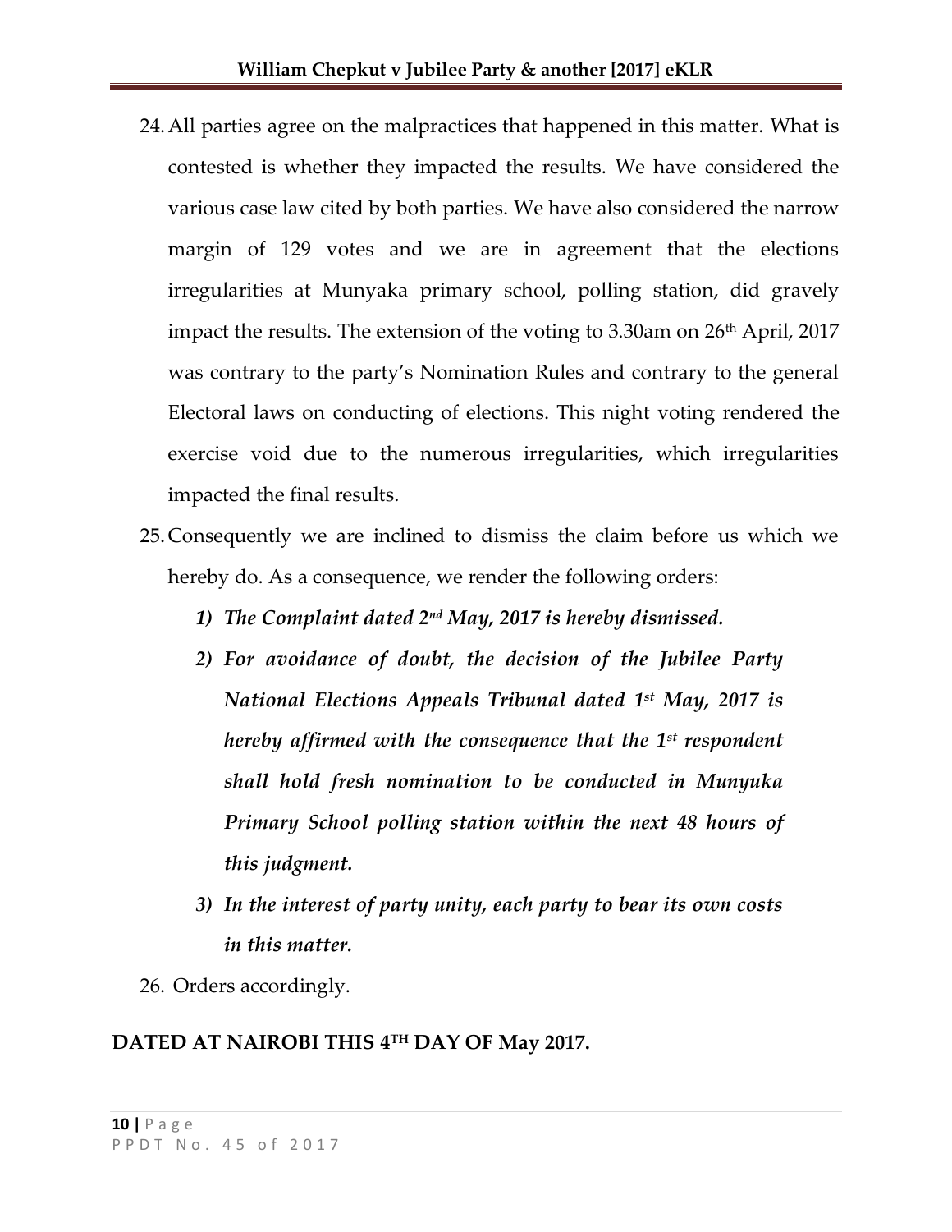24. All parties agree on the malpractices that happened in this matter. What is contested is whether they impacted the results. We have considered the various case law cited by both parties. We have also considered the narrow margin of 129 votes and we are in agreement that the elections irregularities at Munyaka primary school, polling station, did gravely impact the results. The extension of the voting to 3.30am on 26th April, 2017 was contrary to the party's Nomination Rules and contrary to the general Electoral laws on conducting of elections. This night voting rendered the exercise void due to the numerous irregularities, which irregularities impacted the final results.

25. Consequently we are inclined to dismiss the claim before us which we hereby do. As a consequence, we render the following orders:

    1) ***The Complaint dated 2nd May, 2017 is hereby dismissed.***

    2) ***For avoidance of doubt, the decision of the Jubilee Party National Elections Appeals Tribunal dated 1st May, 2017 is hereby affirmed with the consequence that the 1st respondent shall hold fresh nomination to be conducted in Munyuka Primary School polling station within the next 48 hours of this judgment.***

    3) ***In the interest of party unity, each party to bear its own costs in this matter.***

26. Orders accordingly.

**DATED AT NAIROBI THIS 4TH DAY OF May 2017.**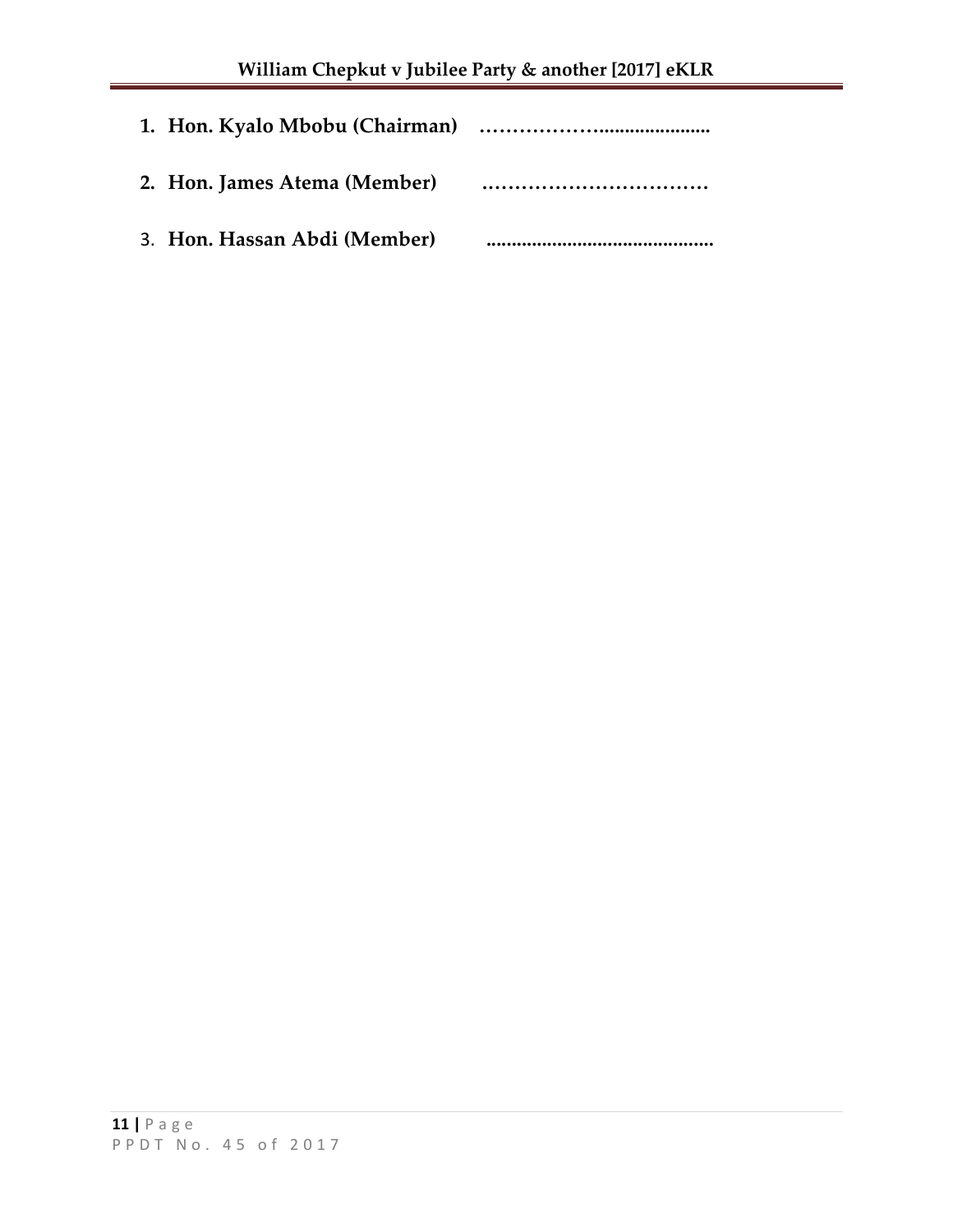1. **Hon. Kyalo Mbobu (Chairman) ………………......................**

2. **Hon. James Atema (Member) ……………………………**

3. **Hon. Hassan Abdi (Member) .............................................**